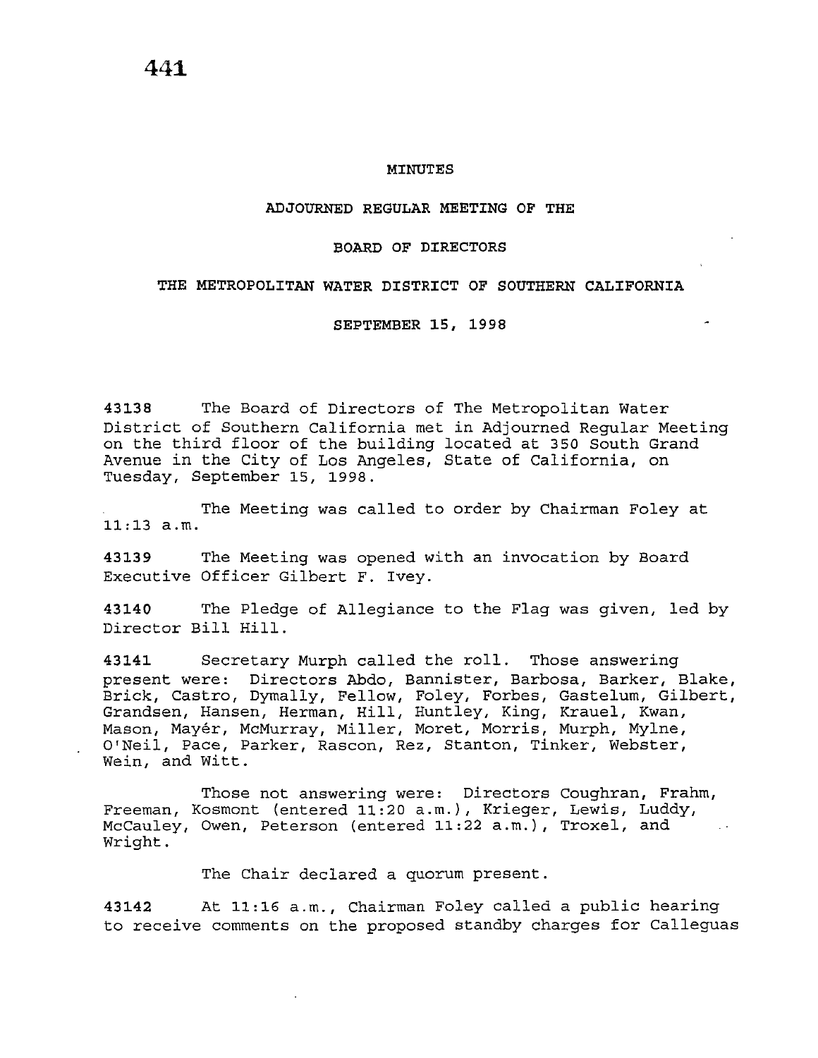# MINUTES

## ADJOURNED REGULAR MEETING OF THE

## BOARD OF DIRECTORS

## THE METROPOLITAN WATER DISTRICT OF SOUTHERN CALIFORNIA

## SEPTEMBER 15, 1998

**43138** The Board of Directors of The Metropolitan Water District of Southern California met in Adjourned Regular Meeting on the third floor of the building located at 350 South Grand Avenue in the City of Los Angeles, State of California, on Tuesday, September 15, 1998.

The Meeting was called to order by Chairman Foley at 11:13 a.m.

**43139** The Meeting was opened with an invocation by Board Executive Officer Gilbert F. Ivey.

**43140** The Pledge of Allegiance to the Flag was given, led by Director Bill Hill.

**43141** Secretary Murph called the roll. Those answering present were: Directors Abdo, Bannister, Barbosa, Barker, Blake, Brick, Castro, Dymally, Fellow, Foley, Forbes, Gastelum, Gilbert, Grandsen, Hansen, Herman, Hill, Huntley, King, Krauel, Kwan, Mason, Mayér, McMurray, Miller, Moret, Morris, Murph, Mylne, O'Neil, Pace, Parker, Rascon, Rez, Stanton, Tinker, Webster, Wein, and Witt.

Those not answering were: Directors Coughran, Frahm, Freeman, Kosmont (entered 11:20 a.m.), Krieger, Lewis, Luddy, McCauley, Owen, Peterson (entered 11:22 a.m.), Troxel, and Wright.

The Chair declared a quorum present.

**43142** At 11:16 a.m., Chairman Foley called a public hearing to receive comments on the proposed standby charges for Calleguas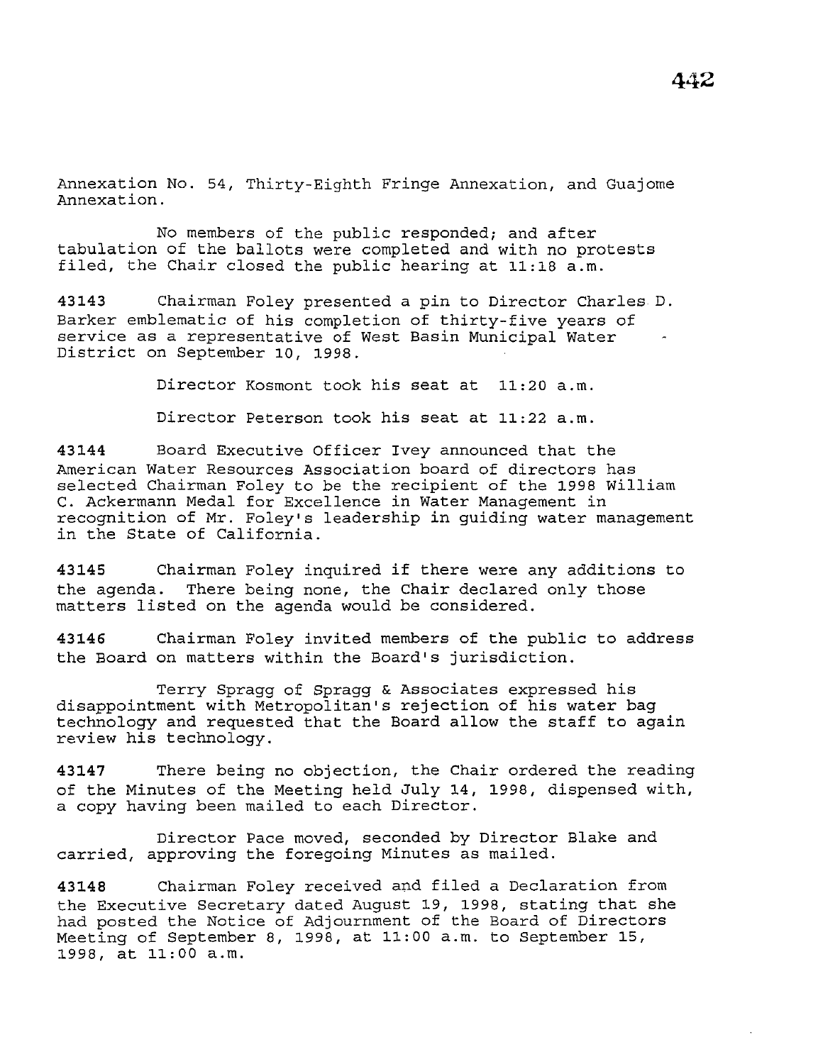Annexation No. 54, Thirty-Eighth Fringe Annexation, and Guajome Annexation.

No members of the public responded; and after tabulation of the ballots were completed and with no protests filed, the Chair closed the public hearing at 11:18 a.m.

**43143** Chairman Foley presented a pin to Director Charles D. Barker emblematic of his completion of thirty-five years of service as a representative of West Basin Municipal Water District on September 10, 1998.

Director Kosmont took his seat at 11:20 a.m.

Director Peterson took his seat at 11:22 a.m.

**43144** Board Executive Officer Ivey announced that the American Water Resources Association board of directors has selected Chairman Foley to be the recipient of the 1998 William C. Ackermann Medal for Excellence in Water Management in recognition of Mr. Foley's leadership in guiding water management in the State of California.

**43145** Chairman Foley inquired if there were any additions to the agenda. There being none, the Chair declared only those matters listed on the agenda would be considered.

**43146** Chairman Foley invited members of the public to address the Board on matters within the Board's jurisdiction.

Terry Spragg of Spragg & Associates expressed his disappointment with Metropolitan's rejection of his water bag technology and requested that the Board allow the staff to again review his technology.

**43147** There being no objection, the Chair ordered the reading of the Minutes of the Meeting held July 14, 1998, dispensed with, a copy having been mailed to each Director.

Director Pace moved, seconded by Director Blake and carried, approving the foregoing Minutes as mailed.

**43148** Chairman Foley received and filed a Declaration from the Executive Secretary dated August 19, 1998, stating that she had posted the Notice of Adjournment of the Board of Directors Meeting of September 8, 1998, at 11:00 a.m. to September 15, 1998, at 11:00 a.m.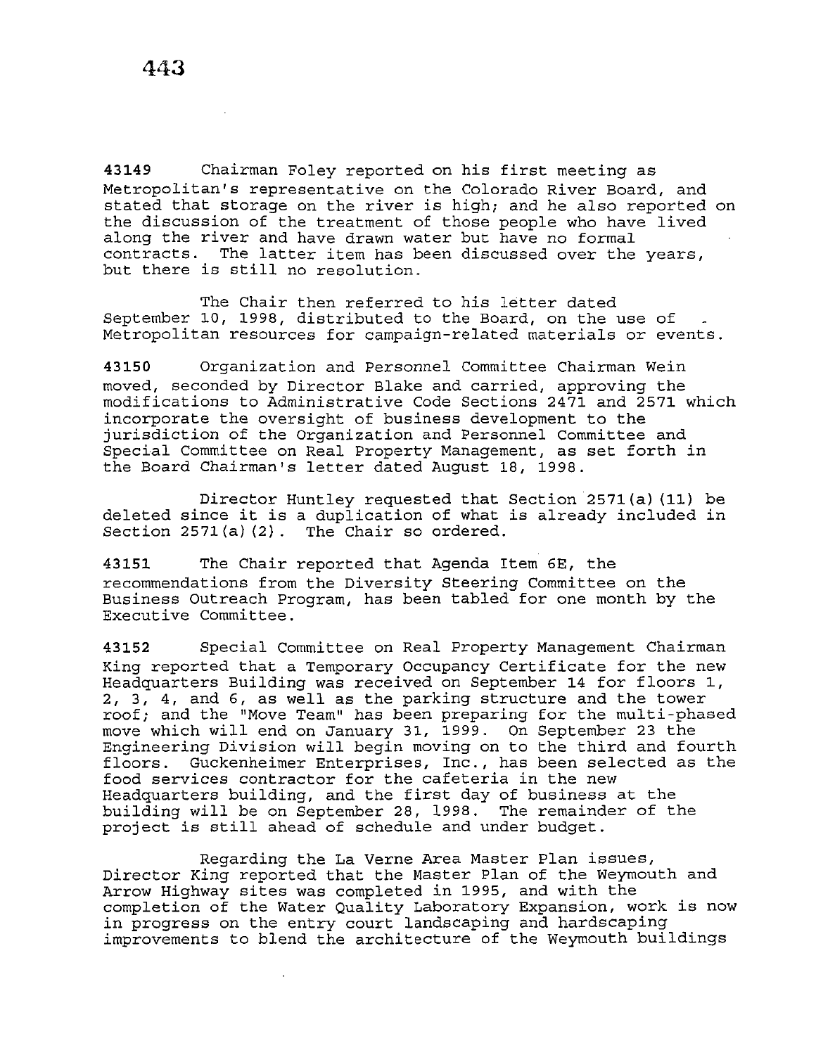43149 Chairman Foley reported on his first meeting as Metropolitan's representative on the Colorado River Board, and stated that storage on the river is high; and he also reported on the discussion of the treatment of those people who have lived along the river and have drawn water but have no formal contracts. The latter item has been discussed over the years, but there is still no resolution.

The Chair then referred to his letter dated September 10, 1998, distributed to the Board, on the use of Metropolitan resources for campaign-related materials or events.

43150 Organization and Personnel Committee Chairman Wein moved, seconded by Director Blake and carried, approving the modifications to Administrative Code Sections 2471 and 2571 which incorporate the oversight of business development to the jurisdiction of the Organization and Personnel Committee and Special Committee on Real Property Management, as set forth in the Board Chairman's letter dated August 18, 1998.

Director Huntley requested that Section 2571(a)(11) be deleted since it is a duplication of what is already included in Section 2571(a)(2). The Chair so ordered.

43151 The Chair reported that Agenda Item 6E, the recommendations from the Diversity Steering Committee on the Business Outreach Program, has been tabled for one month by the Executive Committee.

43152 Special Committee on Real Property Management Chairman King reported that a Temporary Occupancy Certificate for the new Headquarters Building was received on September 14 for floors 1, 2, 3, 4, and 6, as well as the parking structure and the tower roof; and the "Move Team" has been preparing for the multi-phased move which will end on January 31, 1999. On September 23 the Engineering Division will begin moving on to the third and fourth floors. Guckenheimer Enterprises, Inc., has been selected as the food services contractor for the cafeteria in the new Headquarters building, and the first day of business at the building will be on September 28, 1998. The remainder of the project is still ahead of schedule and under budget.

Regarding the La Verne Area Master Plan issues, Director King reported that the Master Plan of the Weymouth and Arrow Highway sites was completed in 1995, and with the completion of the Water Quality Laboratory Expansion, work is now in progress on the entry court landscaping and hardscaping improvements to blend the architecture of the Weymouth buildings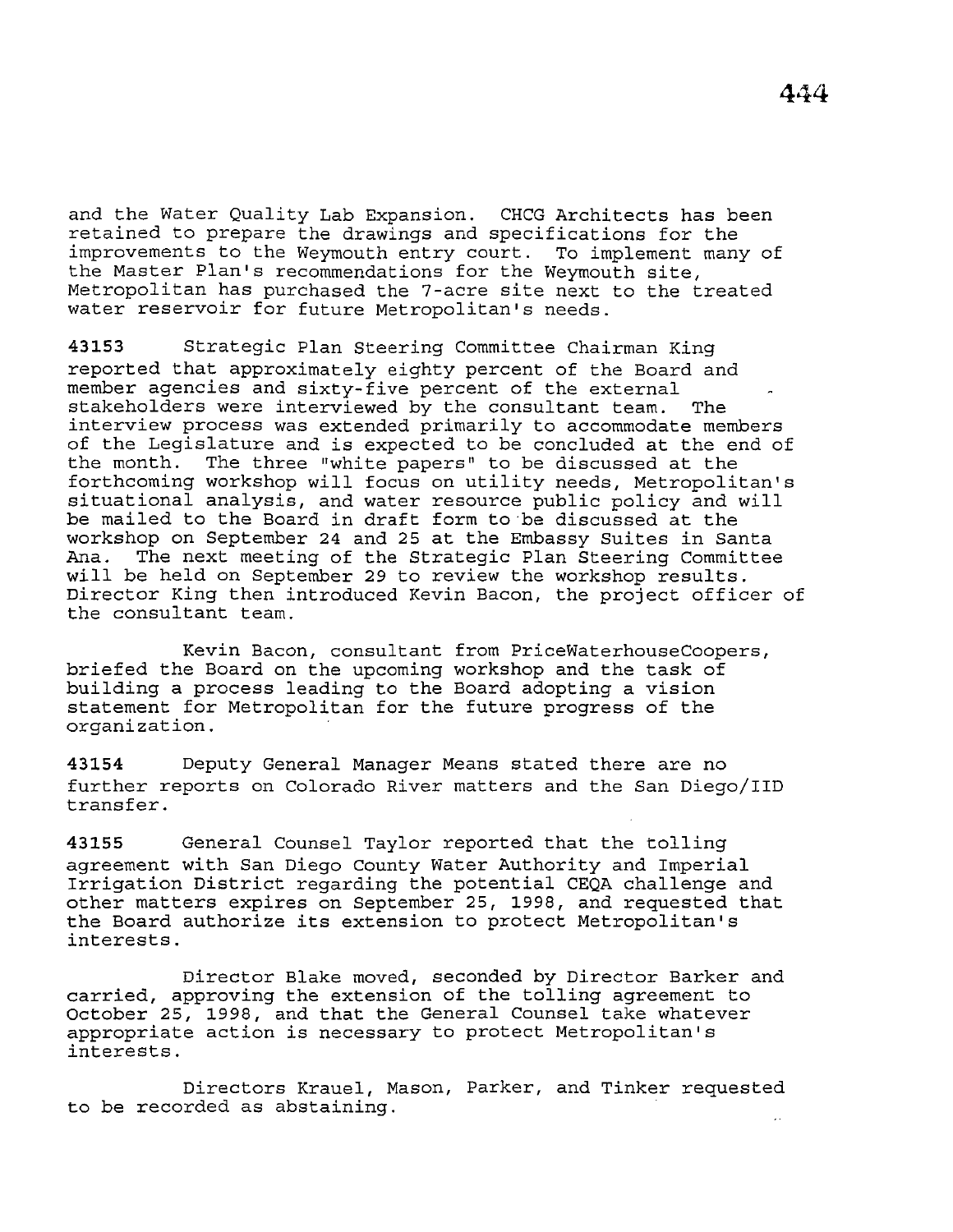and the Water Quality Lab Expansion. CHCG Architects has been retained to prepare the drawings and specifications for the improvements to the Weymouth entry court. To implement many of the Master Plan's recommendations for the Weymouth site, Metropolitan has purchased the 7-acre site next to the treated water reservoir for future Metropolitan's needs.

**43153** Strategic Plan Steering Committee Chairman King reported that approximately eighty percent of the Board and member agencies and sixty-five percent of the external stakeholders were interviewed by the consultant team. The interview process was extended primarily to accommodate members of the Legislature and is expected to be concluded at the end of the month. The three "white papers" to be discussed at the forthcoming workshop will focus on utility needs, Metropolitan's situational analysis, and water resource public policy and will be mailed to the Board in draft form to be discussed at the workshop on September 24 and 25 at the Embassy Suites in Santa Ana. The next meeting of the Strategic Plan Steering Committee will be held on September 29 to review the workshop results. Director King then introduced Kevin Bacon, the project officer of the consultant team.

Kevin Bacon, consultant from PriceWaterhouseCoopers, briefed the Board on the upcoming workshop and the task of building a process leading to the Board adopting a vision statement for Metropolitan for the future progress of the organization.

**43154** Deputy General Manager Means stated there are no further reports on Colorado River matters and the San Diego/IID transfer.

**43155** General Counsel Taylor reported that the tolling agreement with San Diego County Water Authority and Imperial Irrigation District regarding the potential CEQA challenge and other matters expires on September 25, 1998, and requested that the Board authorize its extension to protect Metropolitan's interests.

Director Blake moved, seconded by Director Barker and carried, approving the extension of the tolling agreement to October 25, 1998, and that the General Counsel take whatever appropriate action is necessary to protect Metropolitan's interests.

Directors Krauel, Mason, Parker, and Tinker requested to be recorded as abstaining.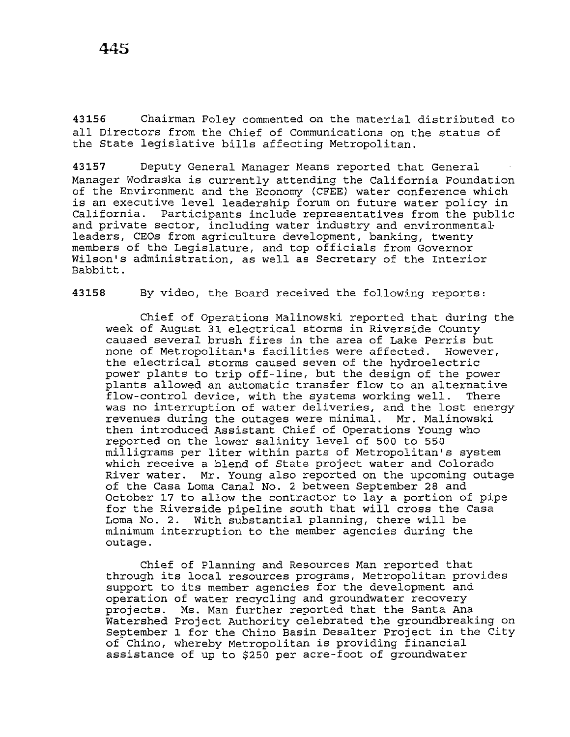**43156** Chairman Foley commented on the material distributed to all Directors from the Chief of Communications on the status of the State legislative bills affecting Metropolitan.

**43157** Deputy General Manager Means reported that General Manager Wodraska is currently attending the California Foundation of the Environment and the Economy (CFEE) water conference which is an executive level leadership forum on future water policy in California. Participants include representatives from the public and private sector, including water industry and environmental leaders, CEOs from agriculture development, banking, twenty members of the Legislature, and top officials from Governor Wilson's administration, as well as Secretary of the Interior Babbitt.

**43158** By video, the Board received the following reports:

Chief of Operations Malinowski reported that during the week of August 31 electrical storms in Riverside County caused several brush fires in the area of Lake Perris but none of Metropolitan's facilities were affected. However, the electrical storms caused seven of the hydroelectric power plants to trip off-line, but the design of the power plants allowed an automatic transfer flow to an alternative flow-control device, with the systems working well. There was no interruption of water deliveries, and the lost energy revenues during the outages were minimal. Mr. Malinowski then introduced Assistant Chief of Operations Young who reported on the lower salinity level of 500 to 550 milligrams per liter within parts of Metropolitan's system which receive a blend of State project water and Colorado River water. Mr. Young also reported on the upcoming outage of the Casa Loma Canal No. 2 between September 28 and October 17 to allow the contractor to lay a portion of pipe for the Riverside pipeline south that will cross the Casa Loma No. 2. With substantial planning, there will be minimum interruption to the member agencies during the outage.

Chief of Planning and Resources Man reported that through its local resources programs, Metropolitan provides support to its member agencies for the development and operation of water recycling and groundwater recovery projects. Ms. Man further reported that the Santa Ana Watershed Project Authority celebrated the groundbreaking on September 1 for the Chino Basin Desalter Project in the City of Chino, whereby Metropolitan is providing financial assistance of up to $250 per acre-foot of groundwater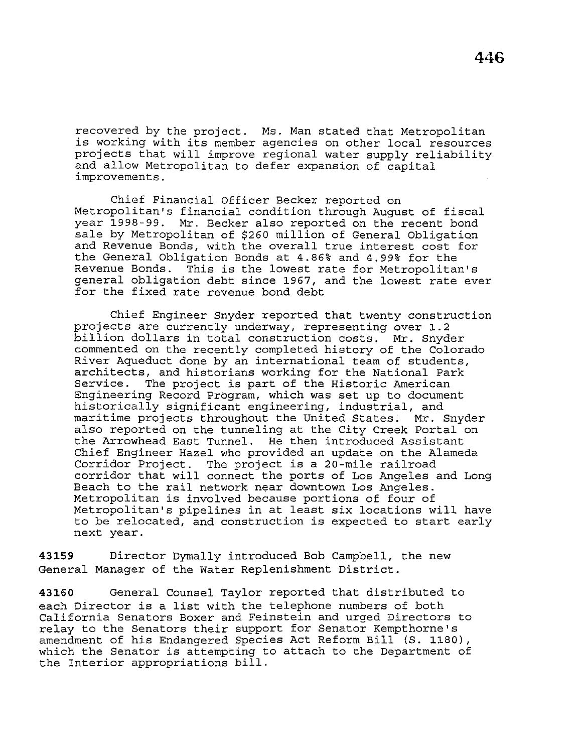recovered by the project. Ms. Man stated that Metropolitan is working with its member agencies on other local resources projects that will improve regional water supply reliability and allow Metropolitan to defer expansion of capital improvements.

Chief Financial Officer Becker reported on Metropolitan's financial condition through August of fiscal year 1998-99. Mr. Becker also reported on the recent bond sale by Metropolitan of $260 million of General Obligation and Revenue Bonds, with the overall true interest cost for the General Obligation Bonds at 4.86% and 4.99% for the Revenue Bonds. This is the lowest rate for Metropolitan's general obligation debt since 1967, and the lowest rate ever for the fixed rate revenue bond debt

Chief Engineer Snyder reported that twenty construction projects are currently underway, representing over 1.2 billion dollars in total construction costs. Mr. Snyder commented on the recently completed history of the Colorado River Aqueduct done by an international team of students, architects, and historians working for the National Park Service. The project is part of the Historic American Engineering Record Program, which was set up to document historically significant engineering, industrial, and maritime projects throughout the United States. Mr. Snyder also reported on the tunneling at the City Creek Portal on the Arrowhead East Tunnel. He then introduced Assistant Chief Engineer Hazel who provided an update on the Alameda Corridor Project. The project is a 20-mile railroad corridor that will connect the ports of Los Angeles and Long Beach to the rail network near downtown Los Angeles. Metropolitan is involved because portions of four of Metropolitan's pipelines in at least six locations will have to be relocated, and construction is expected to start early next year.

**43159** Director Dymally introduced Bob Campbell, the new General Manager of the Water Replenishment District.

**43160** General Counsel Taylor reported that distributed to each Director is a list with the telephone numbers of both California Senators Boxer and Feinstein and urged Directors to relay to the Senators their support for Senator Kempthorne's amendment of his Endangered Species Act Reform Bill (S. 1180), which the Senator is attempting to attach to the Department of the Interior appropriations bill.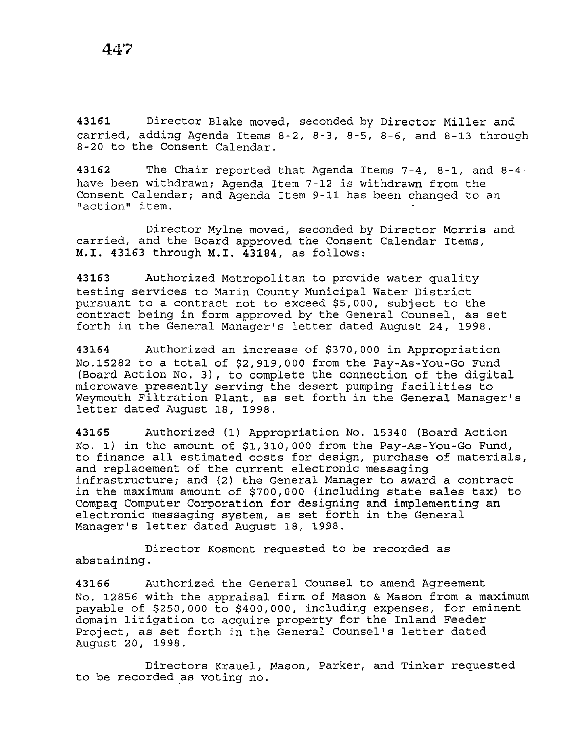**43161** Director Blake moved, seconded by Director Miller and carried, adding Agenda Items 8-2, 8-3, 8-5, 8-6, and 8-13 through 8-20 to the Consent Calendar.

**43162** The Chair reported that Agenda Items 7-4, 8-1, and 8-4 have been withdrawn; Agenda Item 7-12 is withdrawn from the Consent Calendar; and Agenda Item 9-11 has been changed to an "action" item.

Director Mylne moved, seconded by Director Morris and carried, and the Board approved the Consent Calendar Items, **M.I. 43163** through **M.I. 43184**, as follows:

**43163** Authorized Metropolitan to provide water quality testing services to Marin County Municipal Water District pursuant to a contract not to exceed $5,000, subject to the contract being in form approved by the General Counsel, as set forth in the General Manager's letter dated August 24, 1998.

**43164** Authorized an increase of $370,000 in Appropriation No.15282 to a total of $2,919,000 from the Pay-As-You-Go Fund (Board Action No. 3), to complete the connection of the digital microwave presently serving the desert pumping facilities to Weymouth Filtration Plant, as set forth in the General Manager's letter dated August 18, 1998.

**43165** Authorized (1) Appropriation No. 15340 (Board Action No. 1) in the amount of $1,310,000 from the Pay-As-You-Go Fund, to finance all estimated costs for design, purchase of materials, and replacement of the current electronic messaging infrastructure; and (2) the General Manager to award a contract in the maximum amount of $700,000 (including state sales tax) to Compaq Computer Corporation for designing and implementing an electronic messaging system, as set forth in the General Manager's letter dated August 18, 1998.

Director Kosmont requested to be recorded as abstaining.

**43166** Authorized the General Counsel to amend Agreement No. 12856 with the appraisal firm of Mason & Mason from a maximum payable of $250,000 to $400,000, including expenses, for eminent domain litigation to acquire property for the Inland Feeder Project, as set forth in the General Counsel's letter dated August 20, 1998.

Directors Krauel, Mason, Parker, and Tinker requested to be recorded as voting no.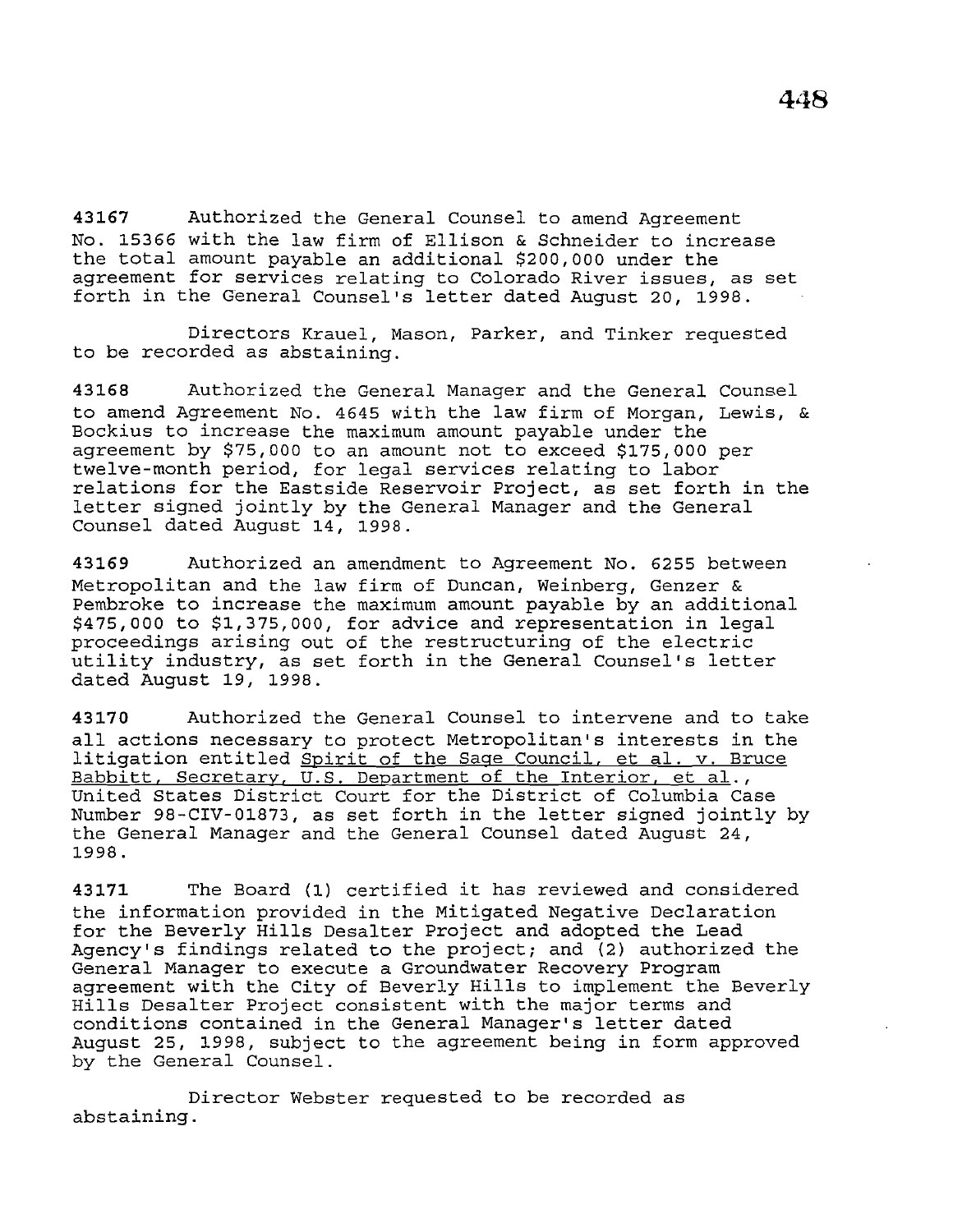**43167** Authorized the General Counsel to amend Agreement No. 15366 with the law firm of Ellison & Schneider to increase the total amount payable an additional $200,000 under the agreement for services relating to Colorado River issues, as set forth in the General Counsel's letter dated August 20, 1998.

Directors Krauel, Mason, Parker, and Tinker requested to be recorded as abstaining.

**43168** Authorized the General Manager and the General Counsel to amend Agreement No. 4645 with the law firm of Morgan, Lewis, & Bockius to increase the maximum amount payable under the agreement by $75,000 to an amount not to exceed $175,000 per twelve-month period, for legal services relating to labor relations for the Eastside Reservoir Project, as set forth in the letter signed jointly by the General Manager and the General Counsel dated August 14, 1998.

**43169** Authorized an amendment to Agreement No. 6255 between Metropolitan and the law firm of Duncan, Weinberg, Genzer & Pembroke to increase the maximum amount payable by an additional $475,000 to $1,375,000, for advice and representation in legal proceedings arising out of the restructuring of the electric utility industry, as set forth in the General Counsel's letter dated August 19, 1998.

**43170** Authorized the General Counsel to intervene and to take all actions necessary to protect Metropolitan's interests in the litigation entitled Spirit of the Sage Council, et al. v. Bruce Babbitt, Secretary, U.S. Department of the Interior, et al., United States District Court for the District of Columbia Case Number 98-CIV-01873, as set forth in the letter signed jointly by the General Manager and the General Counsel dated August 24, 1998.

**43171** The Board (1) certified it has reviewed and considered the information provided in the Mitigated Negative Declaration for the Beverly Hills Desalter Project and adopted the Lead Agency's findings related to the project; and (2) authorized the General Manager to execute a Groundwater Recovery Program agreement with the City of Beverly Hills to implement the Beverly Hills Desalter Project consistent with the major terms and conditions contained in the General Manager's letter dated August 25, 1998, subject to the agreement being in form approved by the General Counsel.

Director Webster requested to be recorded as abstaining.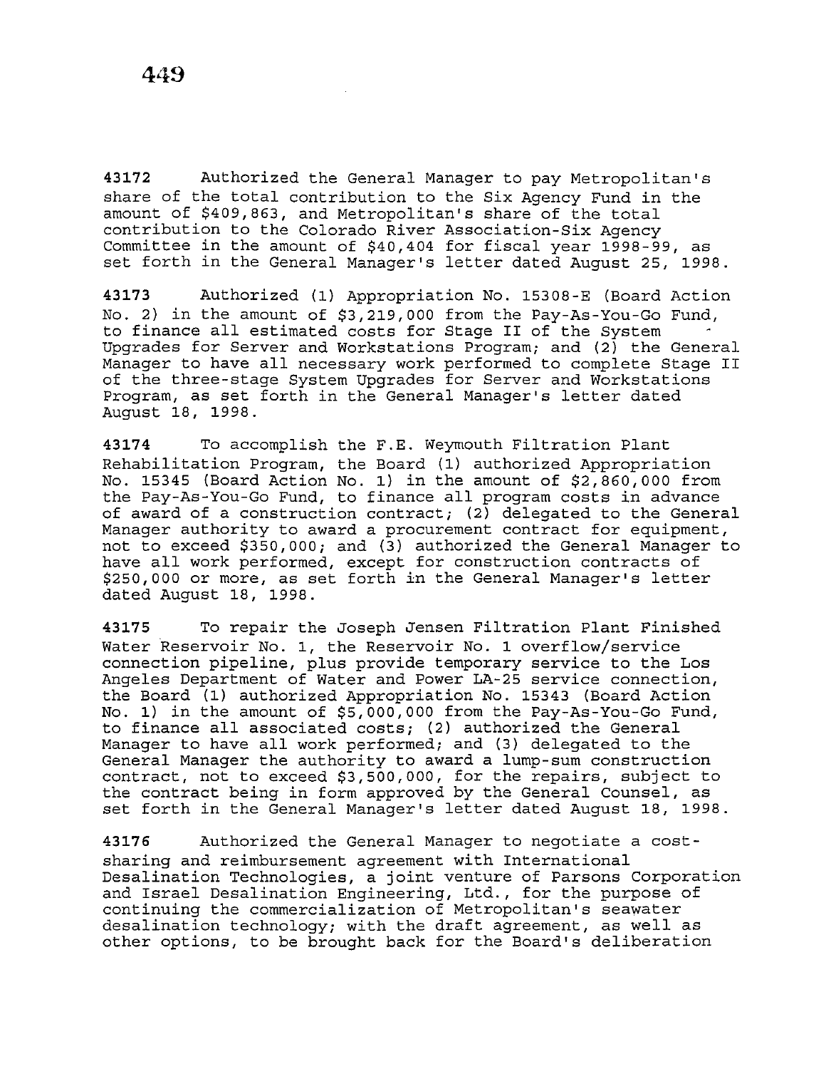**43172** Authorized the General Manager to pay Metropolitan's share of the total contribution to the Six Agency Fund in the amount of $409,863, and Metropolitan's share of the total contribution to the Colorado River Association-Six Agency Committee in the amount of $40,404 for fiscal year 1998-99, as set forth in the General Manager's letter dated August 25, 1998.

**43173** Authorized (1) Appropriation No. 15308-E (Board Action No. 2) in the amount of $3,219,000 from the Pay-As-You-Go Fund, to finance all estimated costs for Stage II of the System Upgrades for Server and Workstations Program; and (2) the General Manager to have all necessary work performed to complete Stage II of the three-stage System Upgrades for Server and Workstations Program, as set forth in the General Manager's letter dated August 18, 1998.

**43174** To accomplish the F.E. Weymouth Filtration Plant Rehabilitation Program, the Board (1) authorized Appropriation No. 15345 (Board Action No. 1) in the amount of $2,860,000 from the Pay-As-You-Go Fund, to finance all program costs in advance of award of a construction contract; (2) delegated to the General Manager authority to award a procurement contract for equipment, not to exceed $350,000; and (3) authorized the General Manager to have all work performed, except for construction contracts of $250,000 or more, as set forth in the General Manager's letter dated August 18, 1998.

**43175** To repair the Joseph Jensen Filtration Plant Finished Water Reservoir No. 1, the Reservoir No. 1 overflow/service connection pipeline, plus provide temporary service to the Los Angeles Department of Water and Power LA-25 service connection, the Board (1) authorized Appropriation No. 15343 (Board Action No. 1) in the amount of $5,000,000 from the Pay-As-You-Go Fund, to finance all associated costs; (2) authorized the General Manager to have all work performed; and (3) delegated to the General Manager the authority to award a lump-sum construction contract, not to exceed $3,500,000, for the repairs, subject to the contract being in form approved by the General Counsel, as set forth in the General Manager's letter dated August 18, 1998.

**43176** Authorized the General Manager to negotiate a cost-sharing and reimbursement agreement with International Desalination Technologies, a joint venture of Parsons Corporation and Israel Desalination Engineering, Ltd., for the purpose of continuing the commercialization of Metropolitan's seawater desalination technology; with the draft agreement, as well as other options, to be brought back for the Board's deliberation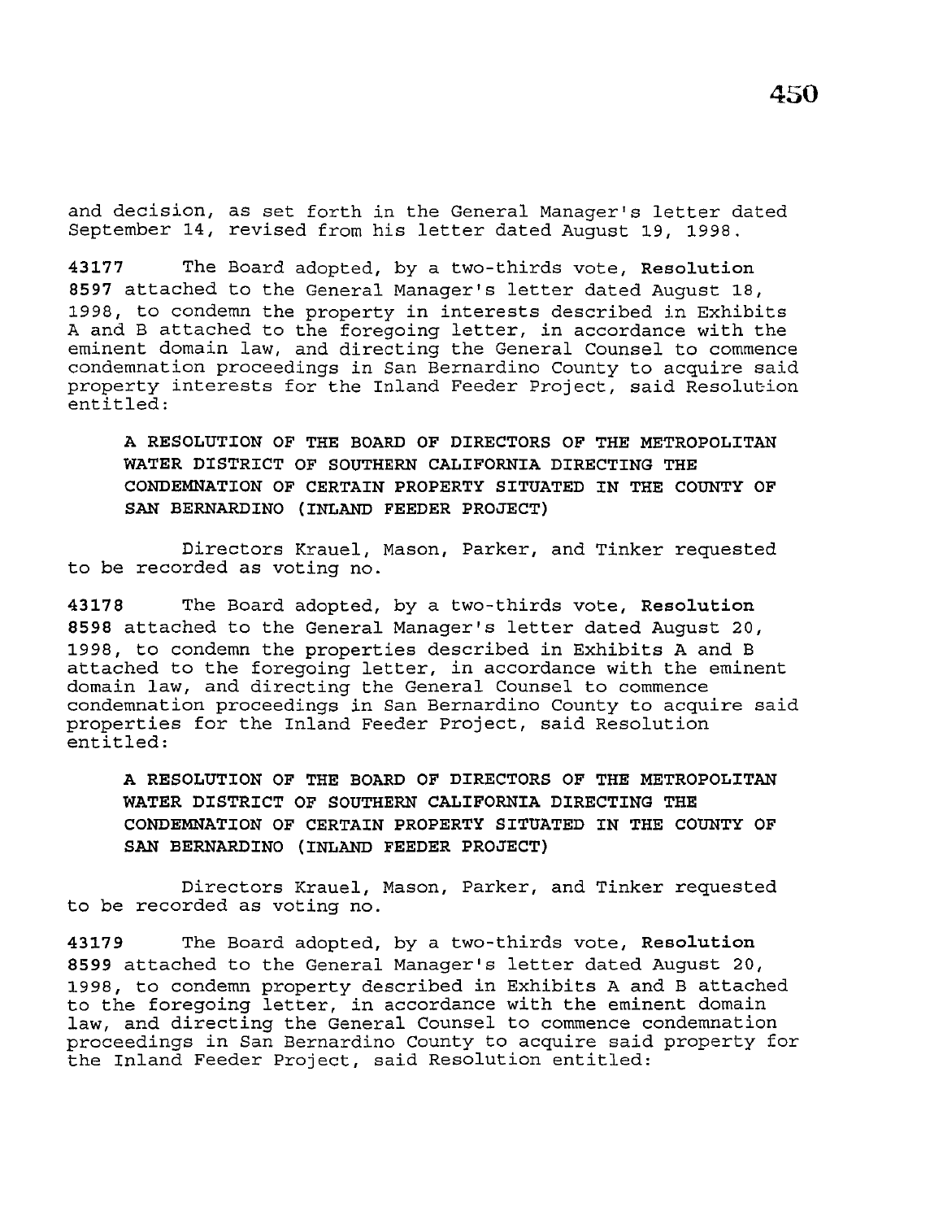and decision, as set forth in the General Manager's letter dated September 14, revised from his letter dated August 19, 1998.

**43177** The Board adopted, by a two-thirds vote, **Resolution 8597** attached to the General Manager's letter dated August 18, 1998, to condemn the property in interests described in Exhibits A and B attached to the foregoing letter, in accordance with the eminent domain law, and directing the General Counsel to commence condemnation proceedings in San Bernardino County to acquire said property interests for the Inland Feeder Project, said Resolution entitled:

> **A RESOLUTION OF THE BOARD OF DIRECTORS OF THE METROPOLITAN WATER DISTRICT OF SOUTHERN CALIFORNIA DIRECTING THE CONDEMNATION OF CERTAIN PROPERTY SITUATED IN THE COUNTY OF SAN BERNARDINO (INLAND FEEDER PROJECT)**

Directors Krauel, Mason, Parker, and Tinker requested to be recorded as voting no.

**43178** The Board adopted, by a two-thirds vote, **Resolution 8598** attached to the General Manager's letter dated August 20, 1998, to condemn the properties described in Exhibits A and B attached to the foregoing letter, in accordance with the eminent domain law, and directing the General Counsel to commence condemnation proceedings in San Bernardino County to acquire said properties for the Inland Feeder Project, said Resolution entitled:

> **A RESOLUTION OF THE BOARD OF DIRECTORS OF THE METROPOLITAN WATER DISTRICT OF SOUTHERN CALIFORNIA DIRECTING THE CONDEMNATION OF CERTAIN PROPERTY SITUATED IN THE COUNTY OF SAN BERNARDINO (INLAND FEEDER PROJECT)**

Directors Krauel, Mason, Parker, and Tinker requested to be recorded as voting no.

**43179** The Board adopted, by a two-thirds vote, **Resolution 8599** attached to the General Manager's letter dated August 20, 1998, to condemn property described in Exhibits A and B attached to the foregoing letter, in accordance with the eminent domain law, and directing the General Counsel to commence condemnation proceedings in San Bernardino County to acquire said property for the Inland Feeder Project, said Resolution entitled: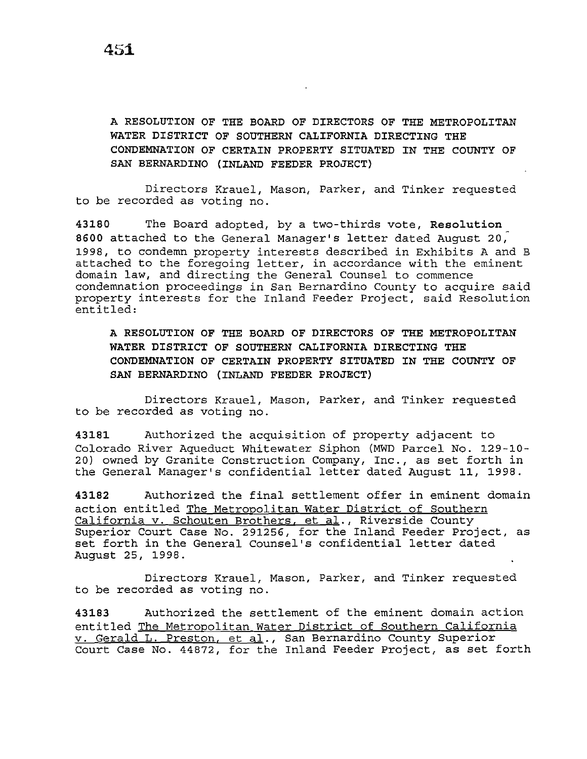A RESOLUTION OF THE BOARD OF DIRECTORS OF THE METROPOLITAN WATER DISTRICT OF SOUTHERN CALIFORNIA DIRECTING THE CONDEMNATION OF CERTAIN PROPERTY SITUATED IN THE COUNTY OF SAN BERNARDINO (INLAND FEEDER PROJECT)

Directors Krauel, Mason, Parker, and Tinker requested to be recorded as voting no.

**43180** The Board adopted, by a two-thirds vote, **Resolution 8600** attached to the General Manager's letter dated August 20, 1998, to condemn property interests described in Exhibits A and B attached to the foregoing letter, in accordance with the eminent domain law, and directing the General Counsel to commence condemnation proceedings in San Bernardino County to acquire said property interests for the Inland Feeder Project, said Resolution entitled:

**A RESOLUTION OF THE BOARD OF DIRECTORS OF THE METROPOLITAN WATER DISTRICT OF SOUTHERN CALIFORNIA DIRECTING THE CONDEMNATION OF CERTAIN PROPERTY SITUATED IN THE COUNTY OF SAN BERNARDINO (INLAND FEEDER PROJECT)**

Directors Krauel, Mason, Parker, and Tinker requested to be recorded as voting no.

**43181** Authorized the acquisition of property adjacent to Colorado River Aqueduct Whitewater Siphon (MWD Parcel No. 129-10-20) owned by Granite Construction Company, Inc., as set forth in the General Manager's confidential letter dated August 11, 1998.

**43182** Authorized the final settlement offer in eminent domain action entitled The Metropolitan Water District of Southern California v. Schouten Brothers, et al., Riverside County Superior Court Case No. 291256, for the Inland Feeder Project, as set forth in the General Counsel's confidential letter dated August 25, 1998.

Directors Krauel, Mason, Parker, and Tinker requested to be recorded as voting no.

**43183** Authorized the settlement of the eminent domain action entitled The Metropolitan Water District of Southern California v. Gerald L. Preston, et al., San Bernardino County Superior Court Case No. 44872, for the Inland Feeder Project, as set forth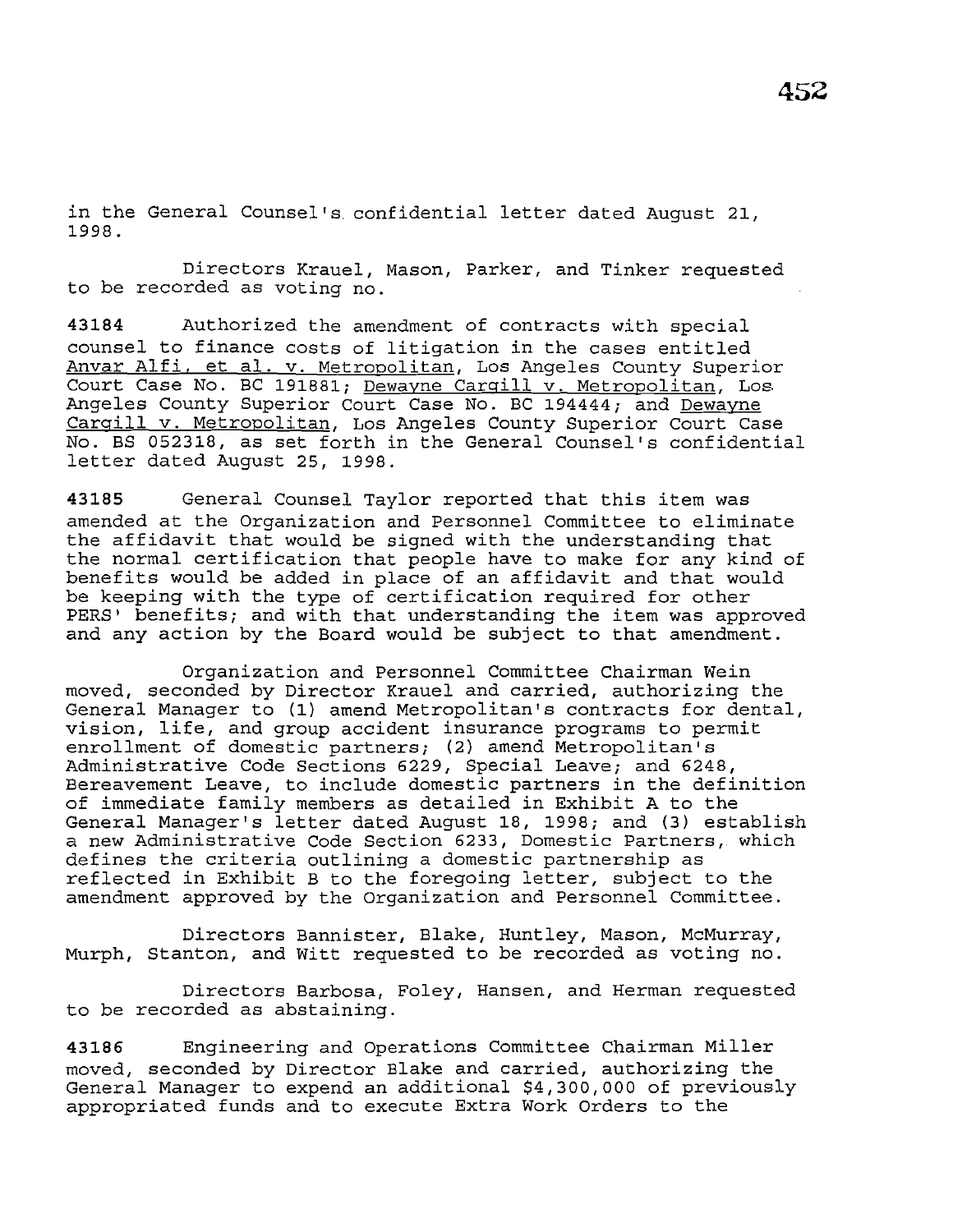in the General Counsel's confidential letter dated August 21, 1998.

Directors Krauel, Mason, Parker, and Tinker requested to be recorded as voting no.

**43184** Authorized the amendment of contracts with special counsel to finance costs of litigation in the cases entitled Anvar Alfi, et al. v. Metropolitan, Los Angeles County Superior Court Case No. BC 191881; Dewayne Cargill v. Metropolitan, Los Angeles County Superior Court Case No. BC 194444; and Dewayne Cargill v. Metropolitan, Los Angeles County Superior Court Case No. BS 052318, as set forth in the General Counsel's confidential letter dated August 25, 1998.

**43185** General Counsel Taylor reported that this item was amended at the Organization and Personnel Committee to eliminate the affidavit that would be signed with the understanding that the normal certification that people have to make for any kind of benefits would be added in place of an affidavit and that would be keeping with the type of certification required for other PERS' benefits; and with that understanding the item was approved and any action by the Board would be subject to that amendment.

Organization and Personnel Committee Chairman Wein moved, seconded by Director Krauel and carried, authorizing the General Manager to (1) amend Metropolitan's contracts for dental, vision, life, and group accident insurance programs to permit enrollment of domestic partners; (2) amend Metropolitan's Administrative Code Sections 6229, Special Leave; and 6248, Bereavement Leave, to include domestic partners in the definition of immediate family members as detailed in Exhibit A to the General Manager's letter dated August 18, 1998; and (3) establish a new Administrative Code Section 6233, Domestic Partners, which defines the criteria outlining a domestic partnership as reflected in Exhibit B to the foregoing letter, subject to the amendment approved by the Organization and Personnel Committee.

Directors Bannister, Blake, Huntley, Mason, McMurray, Murph, Stanton, and Witt requested to be recorded as voting no.

Directors Barbosa, Foley, Hansen, and Herman requested to be recorded as abstaining.

**43186** Engineering and Operations Committee Chairman Miller moved, seconded by Director Blake and carried, authorizing the General Manager to expend an additional $4,300,000 of previously appropriated funds and to execute Extra Work Orders to the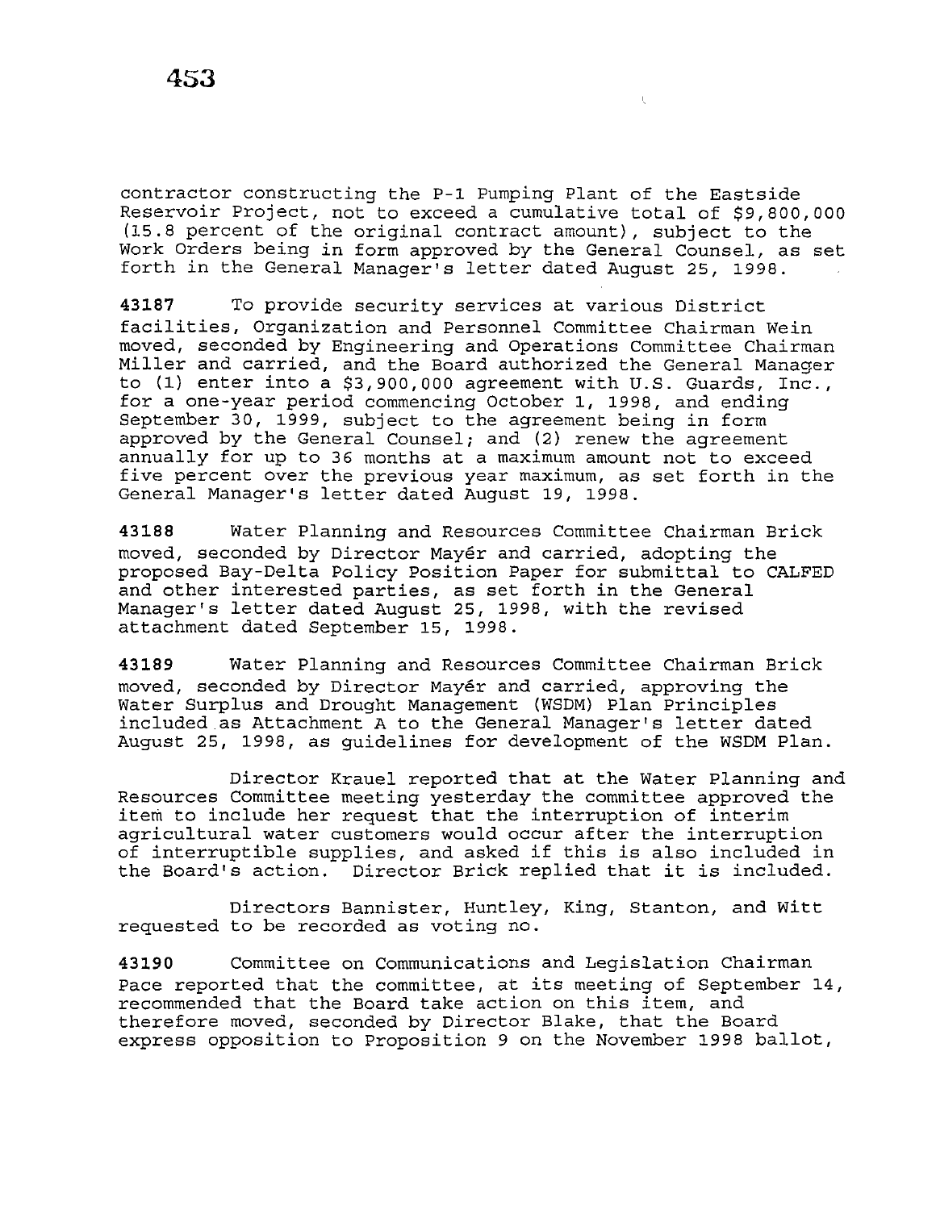contractor constructing the P-1 Pumping Plant of the Eastside Reservoir Project, not to exceed a cumulative total of $9,800,000 (15.8 percent of the original contract amount), subject to the Work Orders being in form approved by the General Counsel, as set forth in the General Manager's letter dated August 25, 1998.

**43187** To provide security services at various District facilities, Organization and Personnel Committee Chairman Wein moved, seconded by Engineering and Operations Committee Chairman Miller and carried, and the Board authorized the General Manager to (1) enter into a $3,900,000 agreement with U.S. Guards, Inc., for a one-year period commencing October 1, 1998, and ending September 30, 1999, subject to the agreement being in form approved by the General Counsel; and (2) renew the agreement annually for up to 36 months at a maximum amount not to exceed five percent over the previous year maximum, as set forth in the General Manager's letter dated August 19, 1998.

**43188** Water Planning and Resources Committee Chairman Brick moved, seconded by Director Mayér and carried, adopting the proposed Bay-Delta Policy Position Paper for submittal to CALFED and other interested parties, as set forth in the General Manager's letter dated August 25, 1998, with the revised attachment dated September 15, 1998.

**43189** Water Planning and Resources Committee Chairman Brick moved, seconded by Director Mayér and carried, approving the Water Surplus and Drought Management (WSDM) Plan Principles included as Attachment A to the General Manager's letter dated August 25, 1998, as guidelines for development of the WSDM Plan.

Director Krauel reported that at the Water Planning and Resources Committee meeting yesterday the committee approved the item to include her request that the interruption of interim agricultural water customers would occur after the interruption of interruptible supplies, and asked if this is also included in the Board's action. Director Brick replied that it is included.

Directors Bannister, Huntley, King, Stanton, and Witt requested to be recorded as voting no.

**43190** Committee on Communications and Legislation Chairman Pace reported that the committee, at its meeting of September 14, recommended that the Board take action on this item, and therefore moved, seconded by Director Blake, that the Board express opposition to Proposition 9 on the November 1998 ballot,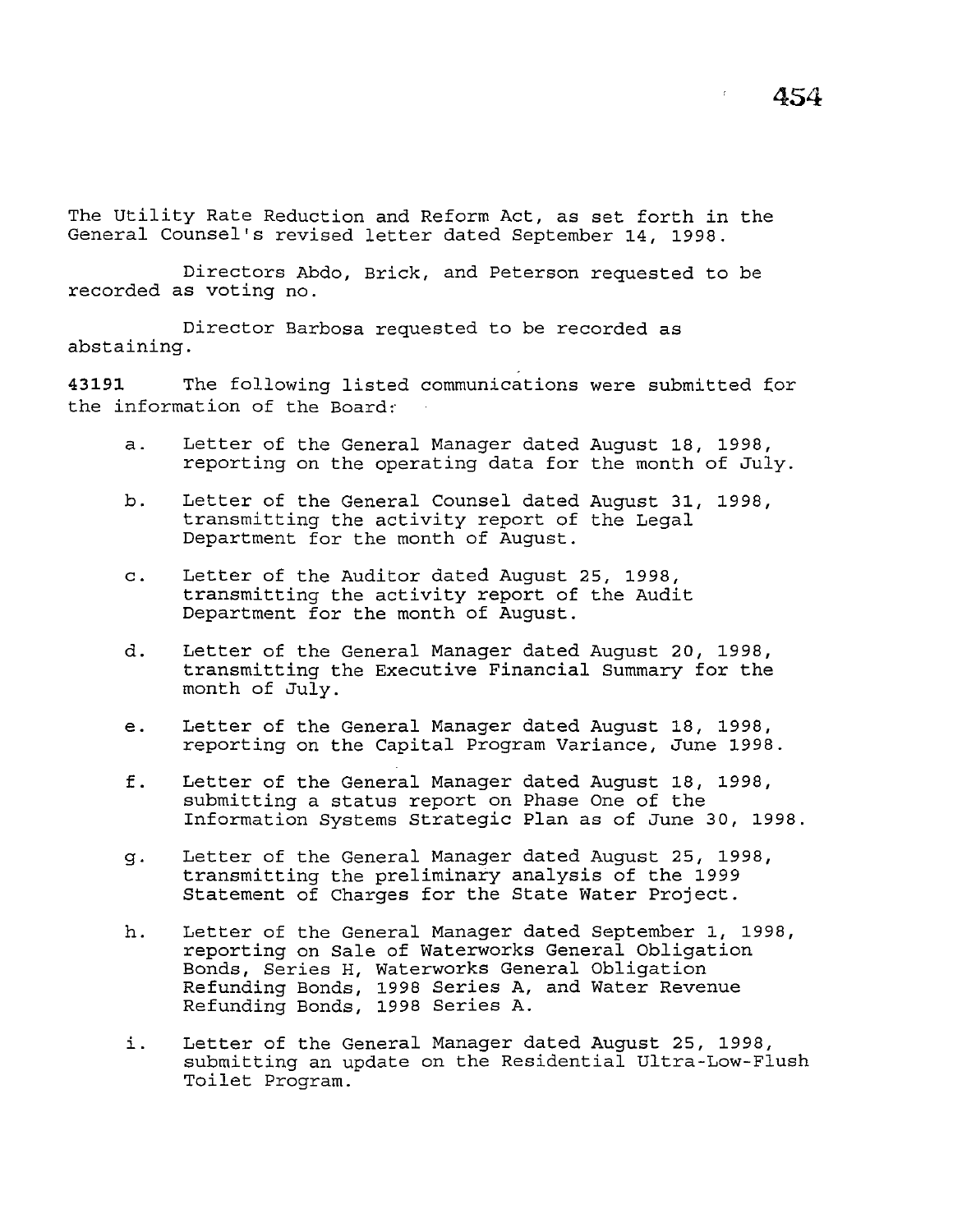The Utility Rate Reduction and Reform Act, as set forth in the General Counsel's revised letter dated September 14, 1998.

Directors Abdo, Brick, and Peterson requested to be recorded as voting no.

Director Barbosa requested to be recorded as abstaining.

**43191** The following listed communications were submitted for the information of the Board:

a. Letter of the General Manager dated August 18, 1998, reporting on the operating data for the month of July.

b. Letter of the General Counsel dated August 31, 1998, transmitting the activity report of the Legal Department for the month of August.

c. Letter of the Auditor dated August 25, 1998, transmitting the activity report of the Audit Department for the month of August.

d. Letter of the General Manager dated August 20, 1998, transmitting the Executive Financial Summary for the month of July.

e. Letter of the General Manager dated August 18, 1998, reporting on the Capital Program Variance, June 1998.

f. Letter of the General Manager dated August 18, 1998, submitting a status report on Phase One of the Information Systems Strategic Plan as of June 30, 1998.

g. Letter of the General Manager dated August 25, 1998, transmitting the preliminary analysis of the 1999 Statement of Charges for the State Water Project.

h. Letter of the General Manager dated September 1, 1998, reporting on Sale of Waterworks General Obligation Bonds, Series H, Waterworks General Obligation Refunding Bonds, 1998 Series A, and Water Revenue Refunding Bonds, 1998 Series A.

i. Letter of the General Manager dated August 25, 1998, submitting an update on the Residential Ultra-Low-Flush Toilet Program.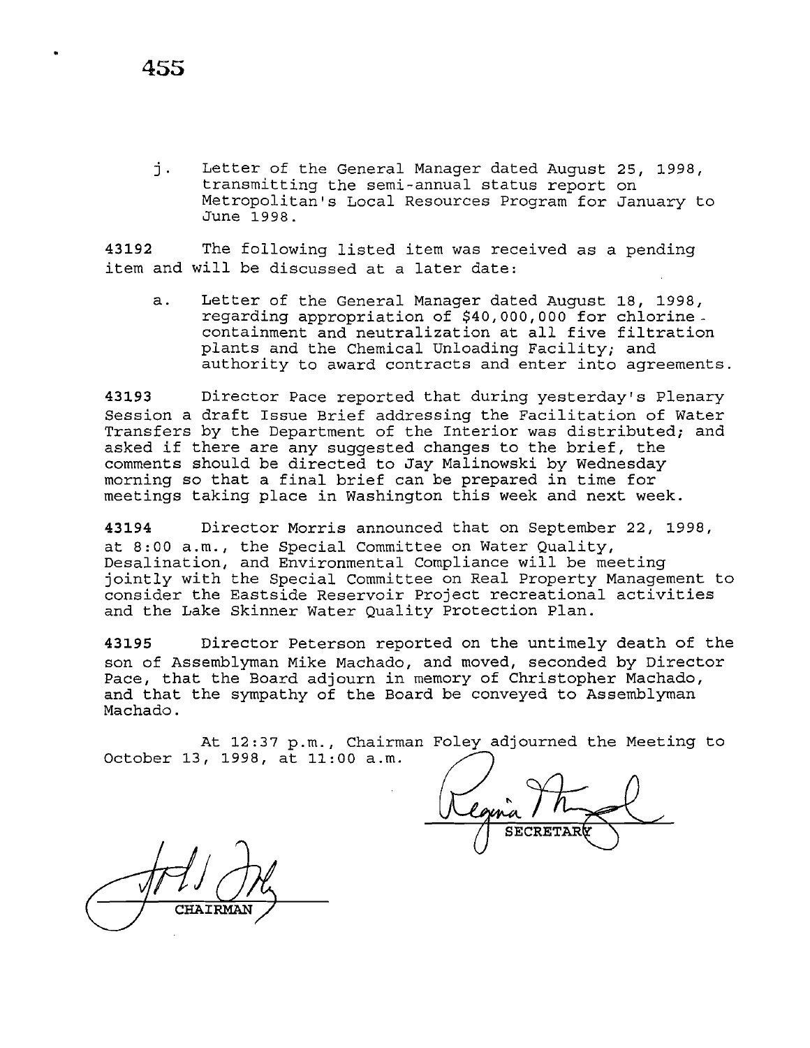j. Letter of the General Manager dated August 25, 1998, transmitting the semi-annual status report on Metropolitan's Local Resources Program for January to June 1998.

**43192** The following listed item was received as a pending item and will be discussed at a later date:

a. Letter of the General Manager dated August 18, 1998, regarding appropriation of $40,000,000 for chlorine containment and neutralization at all five filtration plants and the Chemical Unloading Facility; and authority to award contracts and enter into agreements.

**43193** Director Pace reported that during yesterday's Plenary Session a draft Issue Brief addressing the Facilitation of Water Transfers by the Department of the Interior was distributed; and asked if there are any suggested changes to the brief, the comments should be directed to Jay Malinowski by Wednesday morning so that a final brief can be prepared in time for meetings taking place in Washington this week and next week.

**43194** Director Morris announced that on September 22, 1998, at 8:00 a.m., the Special Committee on Water Quality, Desalination, and Environmental Compliance will be meeting jointly with the Special Committee on Real Property Management to consider the Eastside Reservoir Project recreational activities and the Lake Skinner Water Quality Protection Plan.

**43195** Director Peterson reported on the untimely death of the son of Assemblyman Mike Machado, and moved, seconded by Director Pace, that the Board adjourn in memory of Christopher Machado, and that the sympathy of the Board be conveyed to Assemblyman Machado.

At 12:37 p.m., Chairman Foley adjourned the Meeting to October 13, 1998, at 11:00 a.m.

SECRETARY

CHAIRMAN